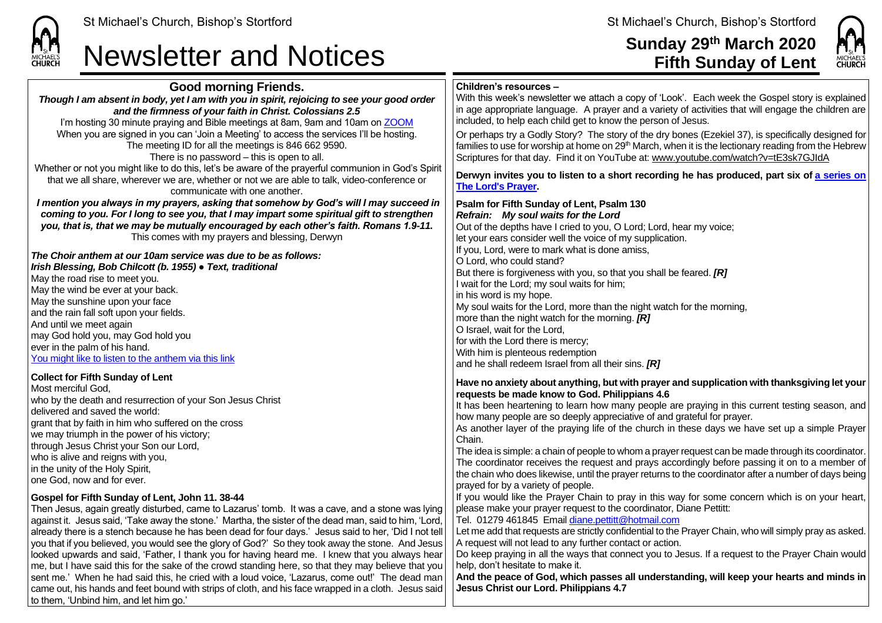# Newsletter and Notices

**Sunday 29th March 2020**
**Fifth Sunday of Lent**

## Good morning Friends.

***Though I am absent in body, yet I am with you in spirit, rejoicing to see your good order and the firmness of your faith in Christ. Colossians 2.5***

I'm hosting 30 minute praying and Bible meetings at 8am, 9am and 10am on ZOOM

When you are signed in you can 'Join a Meeting' to access the services I'll be hosting.

The meeting ID for all the meetings is 846 662 9590.

There is no password – this is open to all.

Whether or not you might like to do this, let's be aware of the prayerful communion in God's Spirit that we all share, wherever we are, whether or not we are able to talk, video-conference or communicate with one another.

***I mention you always in my prayers, asking that somehow by God's will I may succeed in coming to you. For I long to see you, that I may impart some spiritual gift to strengthen you, that is, that we may be mutually encouraged by each other's faith. Romans 1.9-11.***

This comes with my prayers and blessing, Derwyn

***The Choir anthem at our 10am service was due to be as follows:***
***Irish Blessing, Bob Chilcott (b. 1955) ● Text, traditional***

May the road rise to meet you.
May the wind be ever at your back.
May the sunshine upon your face
and the rain fall soft upon your fields.
And until we meet again
may God hold you, may God hold you
ever in the palm of his hand.

You might like to listen to the anthem via this link

**Collect for Fifth Sunday of Lent**

Most merciful God,
who by the death and resurrection of your Son Jesus Christ
delivered and saved the world:
grant that by faith in him who suffered on the cross
we may triumph in the power of his victory;
through Jesus Christ your Son our Lord,
who is alive and reigns with you,
in the unity of the Holy Spirit,
one God, now and for ever.

**Gospel for Fifth Sunday of Lent, John 11. 38-44**

Then Jesus, again greatly disturbed, came to Lazarus' tomb. It was a cave, and a stone was lying against it. Jesus said, 'Take away the stone.' Martha, the sister of the dead man, said to him, 'Lord, already there is a stench because he has been dead for four days.' Jesus said to her, 'Did I not tell you that if you believed, you would see the glory of God?' So they took away the stone. And Jesus looked upwards and said, 'Father, I thank you for having heard me. I knew that you always hear me, but I have said this for the sake of the crowd standing here, so that they may believe that you sent me.' When he had said this, he cried with a loud voice, 'Lazarus, come out!' The dead man came out, his hands and feet bound with strips of cloth, and his face wrapped in a cloth. Jesus said to them, 'Unbind him, and let him go.'

**Children's resources –**

With this week's newsletter we attach a copy of 'Look'. Each week the Gospel story is explained in age appropriate language. A prayer and a variety of activities that will engage the children are included, to help each child get to know the person of Jesus.

Or perhaps try a Godly Story? The story of the dry bones (Ezekiel 37), is specifically designed for families to use for worship at home on 29th March, when it is the lectionary reading from the Hebrew Scriptures for that day. Find it on YouTube at: www.youtube.com/watch?v=tE3sk7GJIdA

**Derwyn invites you to listen to a short recording he has produced, part six of a series on The Lord's Prayer.**

**Psalm for Fifth Sunday of Lent, Psalm 130**
***Refrain: My soul waits for the Lord***

Out of the depths have I cried to you, O Lord; Lord, hear my voice;
let your ears consider well the voice of my supplication.
If you, Lord, were to mark what is done amiss,
O Lord, who could stand?
But there is forgiveness with you, so that you shall be feared. ***[R]***
I wait for the Lord; my soul waits for him;
in his word is my hope.
My soul waits for the Lord, more than the night watch for the morning,
more than the night watch for the morning. ***[R]***
O Israel, wait for the Lord,
for with the Lord there is mercy;
With him is plenteous redemption
and he shall redeem Israel from all their sins. ***[R]***

**Have no anxiety about anything, but with prayer and supplication with thanksgiving let your requests be made know to God. Philippians 4.6**

It has been heartening to learn how many people are praying in this current testing season, and how many people are so deeply appreciative of and grateful for prayer.

As another layer of the praying life of the church in these days we have set up a simple Prayer Chain.

The idea is simple: a chain of people to whom a prayer request can be made through its coordinator. The coordinator receives the request and prays accordingly before passing it on to a member of the chain who does likewise, until the prayer returns to the coordinator after a number of days being prayed for by a variety of people.

If you would like the Prayer Chain to pray in this way for some concern which is on your heart, please make your prayer request to the coordinator, Diane Pettitt:

Tel. 01279 461845 Email diane.pettitt@hotmail.com

Let me add that requests are strictly confidential to the Prayer Chain, who will simply pray as asked. A request will not lead to any further contact or action.

Do keep praying in all the ways that connect you to Jesus. If a request to the Prayer Chain would help, don't hesitate to make it.

**And the peace of God, which passes all understanding, will keep your hearts and minds in Jesus Christ our Lord. Philippians 4.7**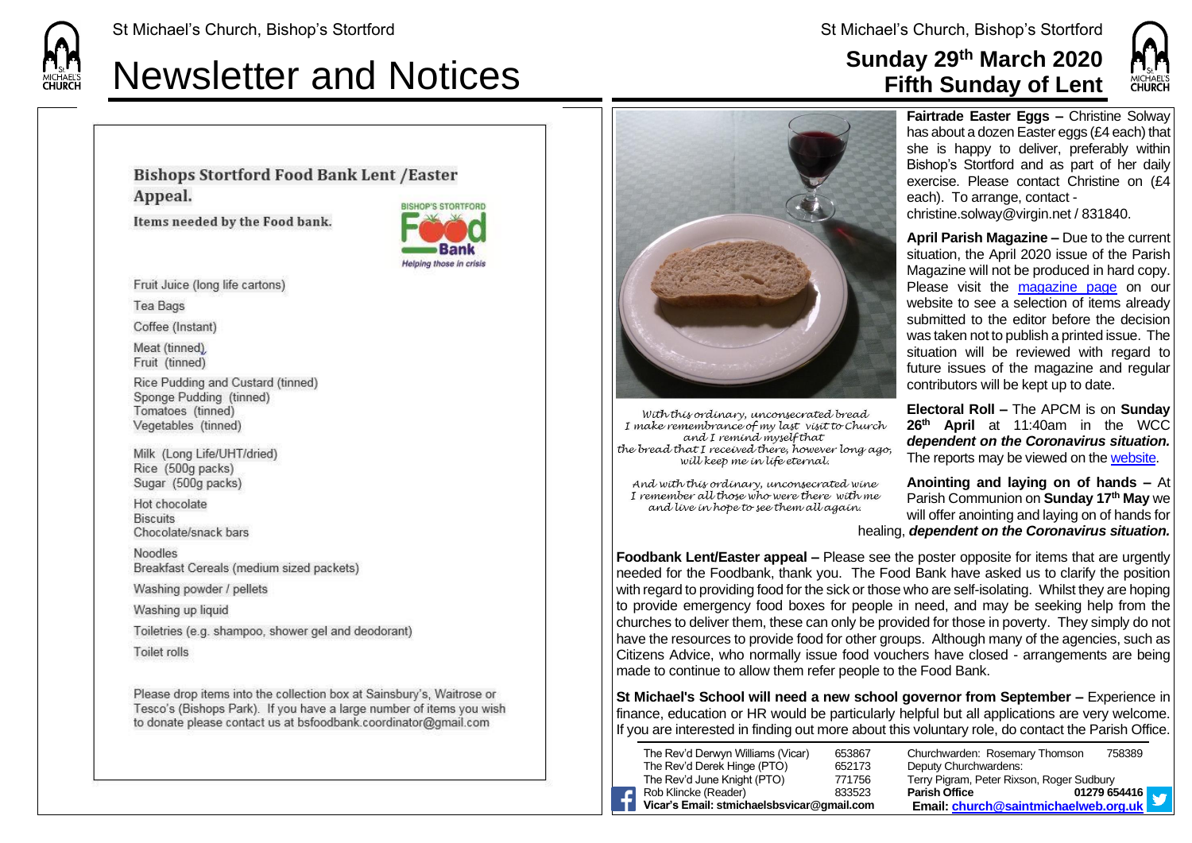# Newsletter and Notices

## Sunday 29th March 2020
## Fifth Sunday of Lent

### Bishops Stortford Food Bank Lent /Easter Appeal.

Items needed by the Food bank.

BISHOP'S STORTFORD Food Bank
Helping those in crisis

Fruit Juice (long life cartons)

Tea Bags

Coffee (Instant)

Meat (tinned)
Fruit (tinned)

Rice Pudding and Custard (tinned)
Sponge Pudding (tinned)
Tomatoes (tinned)
Vegetables (tinned)

Milk (Long Life/UHT/dried)
Rice (500g packs)
Sugar (500g packs)

Hot chocolate
Biscuits
Chocolate/snack bars

Noodles
Breakfast Cereals (medium sized packets)

Washing powder / pellets

Washing up liquid

Toiletries (e.g. shampoo, shower gel and deodorant)

Toilet rolls

Please drop items into the collection box at Sainsbury's, Waitrose or Tesco's (Bishops Park). If you have a large number of items you wish to donate please contact us at bsfoodbank.coordinator@gmail.com

*With this ordinary, unconsecrated bread*
*I make remembrance of my last visit to Church*
*and I remind myself that*
*the bread that I received there, however long ago,*
*will keep me in life eternal.*

*And with this ordinary, unconsecrated wine*
*I remember all those who were there with me*
*and live in hope to see them all again.*

**Fairtrade Easter Eggs –** Christine Solway has about a dozen Easter eggs (£4 each) that she is happy to deliver, preferably within Bishop's Stortford and as part of her daily exercise. Please contact Christine on (£4 each). To arrange, contact - christine.solway@virgin.net / 831840.

**April Parish Magazine –** Due to the current situation, the April 2020 issue of the Parish Magazine will not be produced in hard copy. Please visit the magazine page on our website to see a selection of items already submitted to the editor before the decision was taken not to publish a printed issue. The situation will be reviewed with regard to future issues of the magazine and regular contributors will be kept up to date.

**Electoral Roll –** The APCM is on **Sunday 26th April** at 11:40am in the WCC ***dependent on the Coronavirus situation.*** The reports may be viewed on the website.

**Anointing and laying on of hands –** At Parish Communion on **Sunday 17th May** we will offer anointing and laying on of hands for healing, ***dependent on the Coronavirus situation.***

**Foodbank Lent/Easter appeal –** Please see the poster opposite for items that are urgently needed for the Foodbank, thank you. The Food Bank have asked us to clarify the position with regard to providing food for the sick or those who are self-isolating. Whilst they are hoping to provide emergency food boxes for people in need, and may be seeking help from the churches to deliver them, these can only be provided for those in poverty. They simply do not have the resources to provide food for other groups. Although many of the agencies, such as Citizens Advice, who normally issue food vouchers have closed - arrangements are being made to continue to allow them refer people to the Food Bank.

**St Michael's School will need a new school governor from September –** Experience in finance, education or HR would be particularly helpful but all applications are very welcome. If you are interested in finding out more about this voluntary role, do contact the Parish Office.

| | | | |
|---|---|---|---|
| The Rev'd Derwyn Williams (Vicar) | 653867 | Churchwarden: Rosemary Thomson | 758389 |
| The Rev'd Derek Hinge (PTO) | 652173 | Deputy Churchwardens: | |
| The Rev'd June Knight (PTO) | 771756 | Terry Pigram, Peter Rixson, Roger Sudbury | |
| Rob Klincke (Reader) | 833523 | **Parish Office** | **01279 654416** |
| **Vicar's Email: stmichaelsbsvicar@gmail.com** | | **Email: church@saintmichaelweb.org.uk** | |